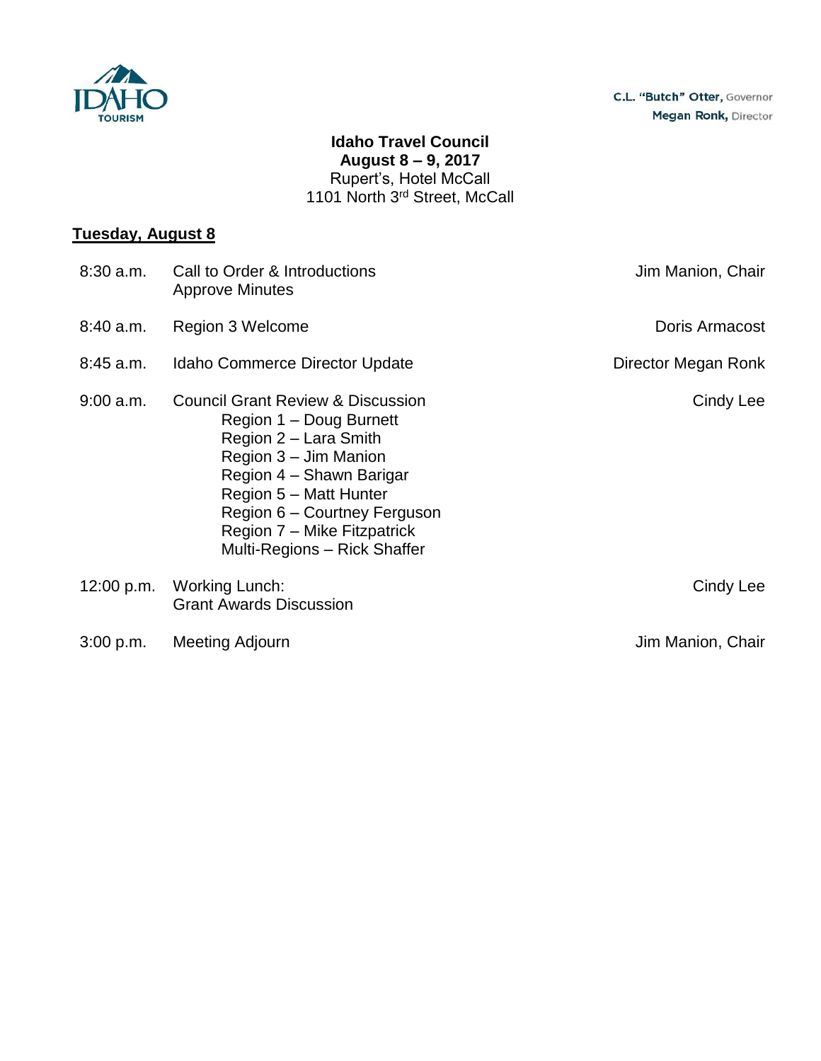C.L. "Butch" Otter, Governor
Megan Ronk, Director

**Idaho Travel Council**
**August 8 – 9, 2017**
Rupert's, Hotel McCall
1101 North 3rd Street, McCall

## Tuesday, August 8

| Time | Item | Presenter |
|---|---|---|
| 8:30 a.m. | Call to Order & Introductions<br>Approve Minutes | Jim Manion, Chair |
| 8:40 a.m. | Region 3 Welcome | Doris Armacost |
| 8:45 a.m. | Idaho Commerce Director Update | Director Megan Ronk |
| 9:00 a.m. | Council Grant Review & Discussion<br>Region 1 – Doug Burnett<br>Region 2 – Lara Smith<br>Region 3 – Jim Manion<br>Region 4 – Shawn Barigar<br>Region 5 – Matt Hunter<br>Region 6 – Courtney Ferguson<br>Region 7 – Mike Fitzpatrick<br>Multi-Regions – Rick Shaffer | Cindy Lee |
| 12:00 p.m. | Working Lunch:<br>Grant Awards Discussion | Cindy Lee |
| 3:00 p.m. | Meeting Adjourn | Jim Manion, Chair |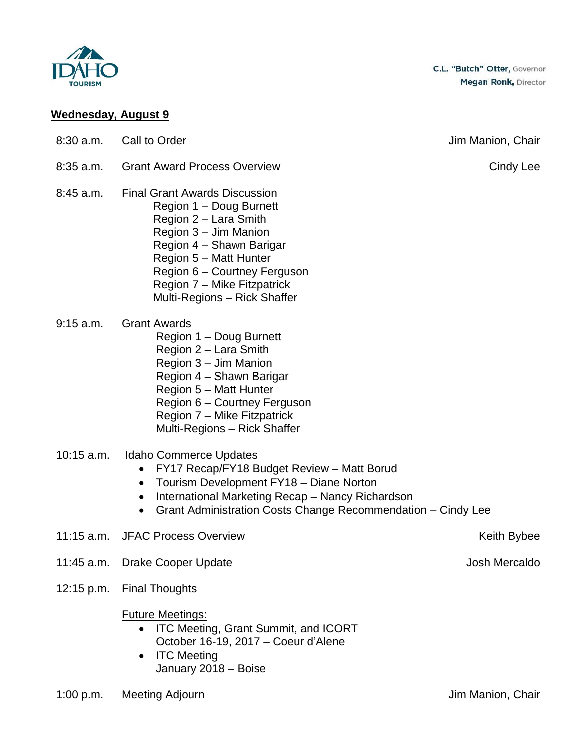C.L. "Butch" Otter, Governor
Megan Ronk, Director

**Wednesday, August 9**

| | | |
|---|---|---|
| 8:30 a.m. | Call to Order | Jim Manion, Chair |
| 8:35 a.m. | Grant Award Process Overview | Cindy Lee |
| 8:45 a.m. | Final Grant Awards Discussion<br>Region 1 – Doug Burnett<br>Region 2 – Lara Smith<br>Region 3 – Jim Manion<br>Region 4 – Shawn Barigar<br>Region 5 – Matt Hunter<br>Region 6 – Courtney Ferguson<br>Region 7 – Mike Fitzpatrick<br>Multi-Regions – Rick Shaffer | |
| 9:15 a.m. | Grant Awards<br>Region 1 – Doug Burnett<br>Region 2 – Lara Smith<br>Region 3 – Jim Manion<br>Region 4 – Shawn Barigar<br>Region 5 – Matt Hunter<br>Region 6 – Courtney Ferguson<br>Region 7 – Mike Fitzpatrick<br>Multi-Regions – Rick Shaffer | |
| 10:15 a.m. | Idaho Commerce Updates<br>• FY17 Recap/FY18 Budget Review – Matt Borud<br>• Tourism Development FY18 – Diane Norton<br>• International Marketing Recap – Nancy Richardson<br>• Grant Administration Costs Change Recommendation – Cindy Lee | |
| 11:15 a.m. | JFAC Process Overview | Keith Bybee |
| 11:45 a.m. | Drake Cooper Update | Josh Mercaldo |
| 12:15 p.m. | Final Thoughts<br><br>Future Meetings:<br>• ITC Meeting, Grant Summit, and ICORT October 16-19, 2017 – Coeur d'Alene<br>• ITC Meeting January 2018 – Boise | |
| 1:00 p.m. | Meeting Adjourn | Jim Manion, Chair |